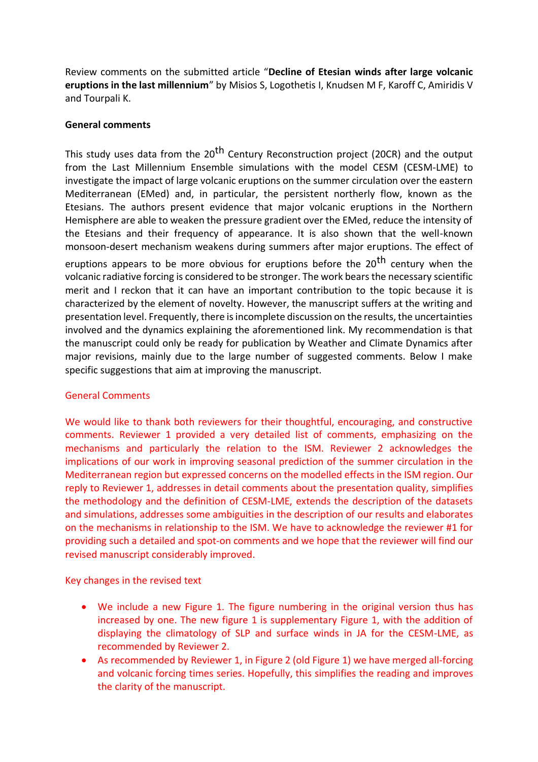Review comments on the submitted article "**Decline of Etesian winds after large volcanic eruptions in the last millennium**" by Misios S, Logothetis I, Knudsen M F, Karoff C, Amiridis V and Tourpali K.

**General comments**

This study uses data from the 20$^{th}$ Century Reconstruction project (20CR) and the output from the Last Millennium Ensemble simulations with the model CESM (CESM-LME) to investigate the impact of large volcanic eruptions on the summer circulation over the eastern Mediterranean (EMed) and, in particular, the persistent northerly flow, known as the Etesians. The authors present evidence that major volcanic eruptions in the Northern Hemisphere are able to weaken the pressure gradient over the EMed, reduce the intensity of the Etesians and their frequency of appearance. It is also shown that the well-known monsoon-desert mechanism weakens during summers after major eruptions. The effect of eruptions appears to be more obvious for eruptions before the 20$^{th}$ century when the volcanic radiative forcing is considered to be stronger. The work bears the necessary scientific merit and I reckon that it can have an important contribution to the topic because it is characterized by the element of novelty. However, the manuscript suffers at the writing and presentation level. Frequently, there is incomplete discussion on the results, the uncertainties involved and the dynamics explaining the aforementioned link. My recommendation is that the manuscript could only be ready for publication by Weather and Climate Dynamics after major revisions, mainly due to the large number of suggested comments. Below I make specific suggestions that aim at improving the manuscript.

General Comments

We would like to thank both reviewers for their thoughtful, encouraging, and constructive comments. Reviewer 1 provided a very detailed list of comments, emphasizing on the mechanisms and particularly the relation to the ISM. Reviewer 2 acknowledges the implications of our work in improving seasonal prediction of the summer circulation in the Mediterranean region but expressed concerns on the modelled effects in the ISM region. Our reply to Reviewer 1, addresses in detail comments about the presentation quality, simplifies the methodology and the definition of CESM-LME, extends the description of the datasets and simulations, addresses some ambiguities in the description of our results and elaborates on the mechanisms in relationship to the ISM. We have to acknowledge the reviewer #1 for providing such a detailed and spot-on comments and we hope that the reviewer will find our revised manuscript considerably improved.

Key changes in the revised text

- We include a new Figure 1. The figure numbering in the original version thus has increased by one. The new figure 1 is supplementary Figure 1, with the addition of displaying the climatology of SLP and surface winds in JA for the CESM-LME, as recommended by Reviewer 2.
- As recommended by Reviewer 1, in Figure 2 (old Figure 1) we have merged all-forcing and volcanic forcing times series. Hopefully, this simplifies the reading and improves the clarity of the manuscript.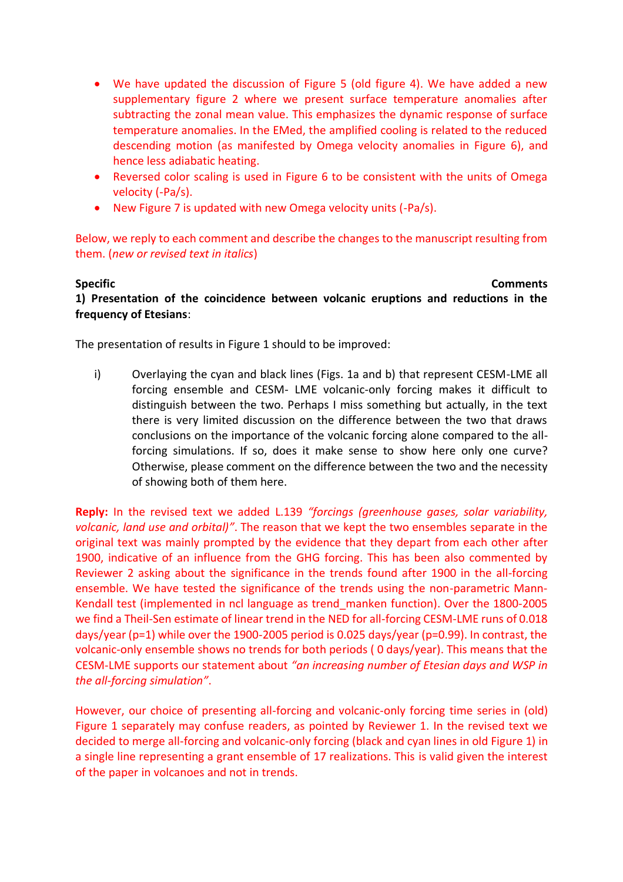- We have updated the discussion of Figure 5 (old figure 4). We have added a new supplementary figure 2 where we present surface temperature anomalies after subtracting the zonal mean value. This emphasizes the dynamic response of surface temperature anomalies. In the EMed, the amplified cooling is related to the reduced descending motion (as manifested by Omega velocity anomalies in Figure 6), and hence less adiabatic heating.
- Reversed color scaling is used in Figure 6 to be consistent with the units of Omega velocity (-Pa/s).
- New Figure 7 is updated with new Omega velocity units (-Pa/s).

Below, we reply to each comment and describe the changes to the manuscript resulting from them. (*new or revised text in italics*)

**Specific Comments**

**1) Presentation of the coincidence between volcanic eruptions and reductions in the frequency of Etesians**:

The presentation of results in Figure 1 should to be improved:

i) Overlaying the cyan and black lines (Figs. 1a and b) that represent CESM-LME all forcing ensemble and CESM- LME volcanic-only forcing makes it difficult to distinguish between the two. Perhaps I miss something but actually, in the text there is very limited discussion on the difference between the two that draws conclusions on the importance of the volcanic forcing alone compared to the all-forcing simulations. If so, does it make sense to show here only one curve? Otherwise, please comment on the difference between the two and the necessity of showing both of them here.

**Reply:** In the revised text we added L.139 *"forcings (greenhouse gases, solar variability, volcanic, land use and orbital)"*. The reason that we kept the two ensembles separate in the original text was mainly prompted by the evidence that they depart from each other after 1900, indicative of an influence from the GHG forcing. This has been also commented by Reviewer 2 asking about the significance in the trends found after 1900 in the all-forcing ensemble. We have tested the significance of the trends using the non-parametric Mann-Kendall test (implemented in ncl language as trend_manken function). Over the 1800-2005 we find a Theil-Sen estimate of linear trend in the NED for all-forcing CESM-LME runs of 0.018 days/year ($p=1$) while over the 1900-2005 period is 0.025 days/year ($p=0.99$). In contrast, the volcanic-only ensemble shows no trends for both periods ( 0 days/year). This means that the CESM-LME supports our statement about *"an increasing number of Etesian days and WSP in the all-forcing simulation"*.

However, our choice of presenting all-forcing and volcanic-only forcing time series in (old) Figure 1 separately may confuse readers, as pointed by Reviewer 1. In the revised text we decided to merge all-forcing and volcanic-only forcing (black and cyan lines in old Figure 1) in a single line representing a grant ensemble of 17 realizations. This is valid given the interest of the paper in volcanoes and not in trends.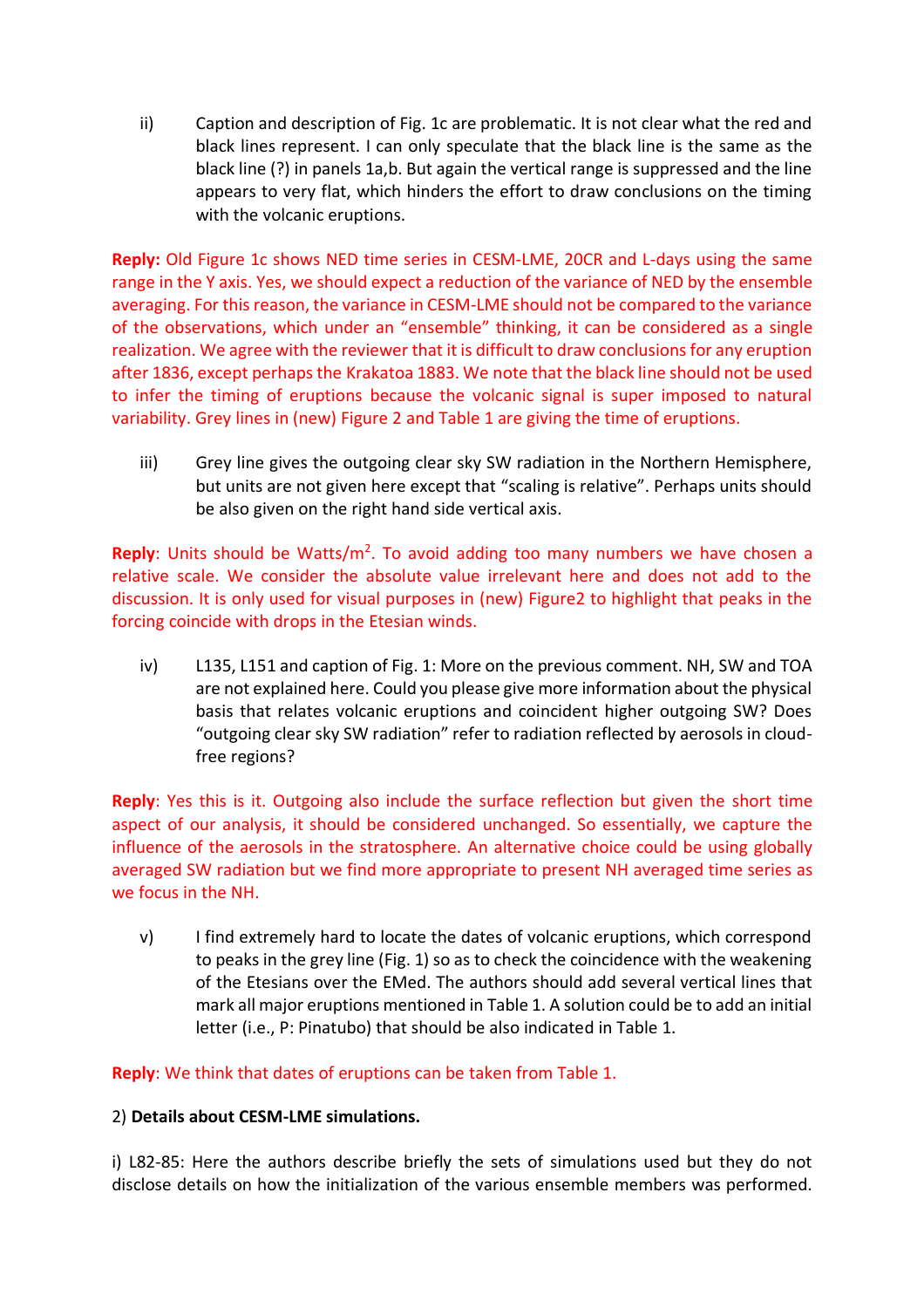ii) Caption and description of Fig. 1c are problematic. It is not clear what the red and black lines represent. I can only speculate that the black line is the same as the black line (?) in panels 1a,b. But again the vertical range is suppressed and the line appears to very flat, which hinders the effort to draw conclusions on the timing with the volcanic eruptions.

**Reply:** Old Figure 1c shows NED time series in CESM-LME, 20CR and L-days using the same range in the Y axis. Yes, we should expect a reduction of the variance of NED by the ensemble averaging. For this reason, the variance in CESM-LME should not be compared to the variance of the observations, which under an "ensemble" thinking, it can be considered as a single realization. We agree with the reviewer that it is difficult to draw conclusions for any eruption after 1836, except perhaps the Krakatoa 1883. We note that the black line should not be used to infer the timing of eruptions because the volcanic signal is super imposed to natural variability. Grey lines in (new) Figure 2 and Table 1 are giving the time of eruptions.

iii) Grey line gives the outgoing clear sky SW radiation in the Northern Hemisphere, but units are not given here except that "scaling is relative". Perhaps units should be also given on the right hand side vertical axis.

**Reply**: Units should be Watts/m$^2$. To avoid adding too many numbers we have chosen a relative scale. We consider the absolute value irrelevant here and does not add to the discussion. It is only used for visual purposes in (new) Figure2 to highlight that peaks in the forcing coincide with drops in the Etesian winds.

iv) L135, L151 and caption of Fig. 1: More on the previous comment. NH, SW and TOA are not explained here. Could you please give more information about the physical basis that relates volcanic eruptions and coincident higher outgoing SW? Does "outgoing clear sky SW radiation" refer to radiation reflected by aerosols in cloud-free regions?

**Reply**: Yes this is it. Outgoing also include the surface reflection but given the short time aspect of our analysis, it should be considered unchanged. So essentially, we capture the influence of the aerosols in the stratosphere. An alternative choice could be using globally averaged SW radiation but we find more appropriate to present NH averaged time series as we focus in the NH.

v) I find extremely hard to locate the dates of volcanic eruptions, which correspond to peaks in the grey line (Fig. 1) so as to check the coincidence with the weakening of the Etesians over the EMed. The authors should add several vertical lines that mark all major eruptions mentioned in Table 1. A solution could be to add an initial letter (i.e., P: Pinatubo) that should be also indicated in Table 1.

**Reply**: We think that dates of eruptions can be taken from Table 1.

2) **Details about CESM-LME simulations.**

i) L82-85: Here the authors describe briefly the sets of simulations used but they do not disclose details on how the initialization of the various ensemble members was performed.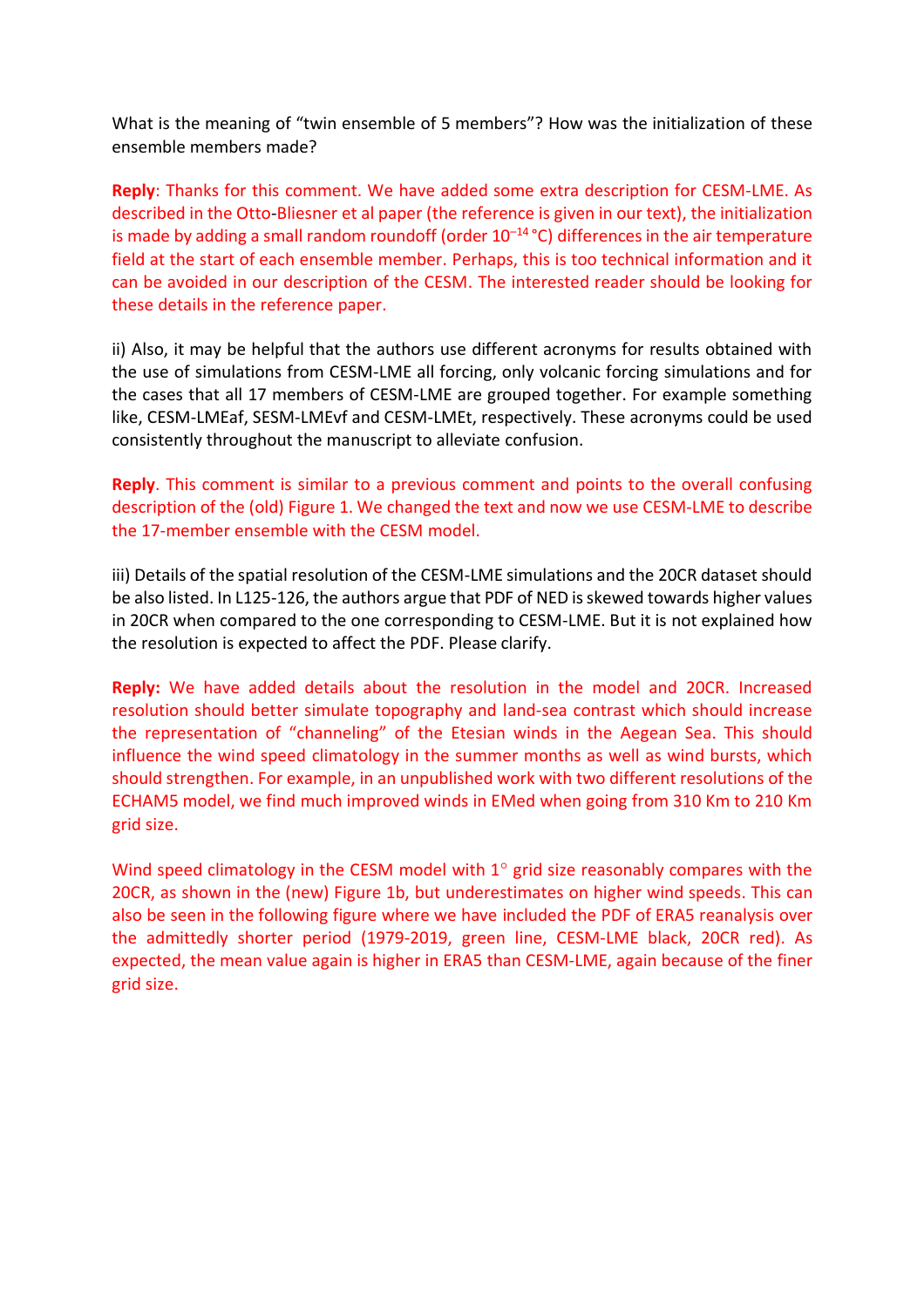What is the meaning of “twin ensemble of 5 members”? How was the initialization of these ensemble members made?

**Reply**: Thanks for this comment. We have added some extra description for CESM-LME. As described in the Otto-Bliesner et al paper (the reference is given in our text), the initialization is made by adding a small random roundoff (order $10^{-14}$ °C) differences in the air temperature field at the start of each ensemble member. Perhaps, this is too technical information and it can be avoided in our description of the CESM. The interested reader should be looking for these details in the reference paper.

ii) Also, it may be helpful that the authors use different acronyms for results obtained with the use of simulations from CESM-LME all forcing, only volcanic forcing simulations and for the cases that all 17 members of CESM-LME are grouped together. For example something like, CESM-LMEaf, SESM-LMEvf and CESM-LMEt, respectively. These acronyms could be used consistently throughout the manuscript to alleviate confusion.

**Reply**. This comment is similar to a previous comment and points to the overall confusing description of the (old) Figure 1. We changed the text and now we use CESM-LME to describe the 17-member ensemble with the CESM model.

iii) Details of the spatial resolution of the CESM-LME simulations and the 20CR dataset should be also listed. In L125-126, the authors argue that PDF of NED is skewed towards higher values in 20CR when compared to the one corresponding to CESM-LME. But it is not explained how the resolution is expected to affect the PDF. Please clarify.

**Reply:** We have added details about the resolution in the model and 20CR. Increased resolution should better simulate topography and land-sea contrast which should increase the representation of “channeling” of the Etesian winds in the Aegean Sea. This should influence the wind speed climatology in the summer months as well as wind bursts, which should strengthen. For example, in an unpublished work with two different resolutions of the ECHAM5 model, we find much improved winds in EMed when going from 310 Km to 210 Km grid size.

Wind speed climatology in the CESM model with 1° grid size reasonably compares with the 20CR, as shown in the (new) Figure 1b, but underestimates on higher wind speeds. This can also be seen in the following figure where we have included the PDF of ERA5 reanalysis over the admittedly shorter period (1979-2019, green line, CESM-LME black, 20CR red). As expected, the mean value again is higher in ERA5 than CESM-LME, again because of the finer grid size.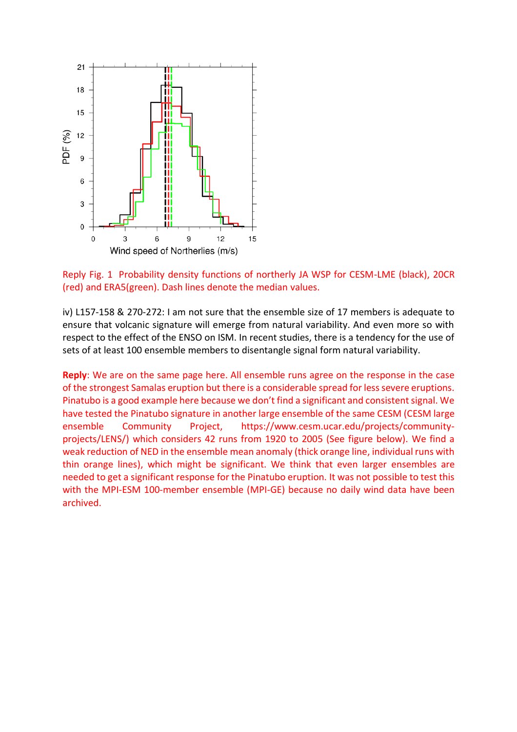Reply Fig. 1 Probability density functions of northerly JA WSP for CESM-LME (black), 20CR (red) and ERA5(green). Dash lines denote the median values.

iv) L157-158 & 270-272: I am not sure that the ensemble size of 17 members is adequate to ensure that volcanic signature will emerge from natural variability. And even more so with respect to the effect of the ENSO on ISM. In recent studies, there is a tendency for the use of sets of at least 100 ensemble members to disentangle signal form natural variability.

**Reply**: We are on the same page here. All ensemble runs agree on the response in the case of the strongest Samalas eruption but there is a considerable spread for less severe eruptions. Pinatubo is a good example here because we don't find a significant and consistent signal. We have tested the Pinatubo signature in another large ensemble of the same CESM (CESM large ensemble Community Project, https://www.cesm.ucar.edu/projects/community-projects/LENS/) which considers 42 runs from 1920 to 2005 (See figure below). We find a weak reduction of NED in the ensemble mean anomaly (thick orange line, individual runs with thin orange lines), which might be significant. We think that even larger ensembles are needed to get a significant response for the Pinatubo eruption. It was not possible to test this with the MPI-ESM 100-member ensemble (MPI-GE) because no daily wind data have been archived.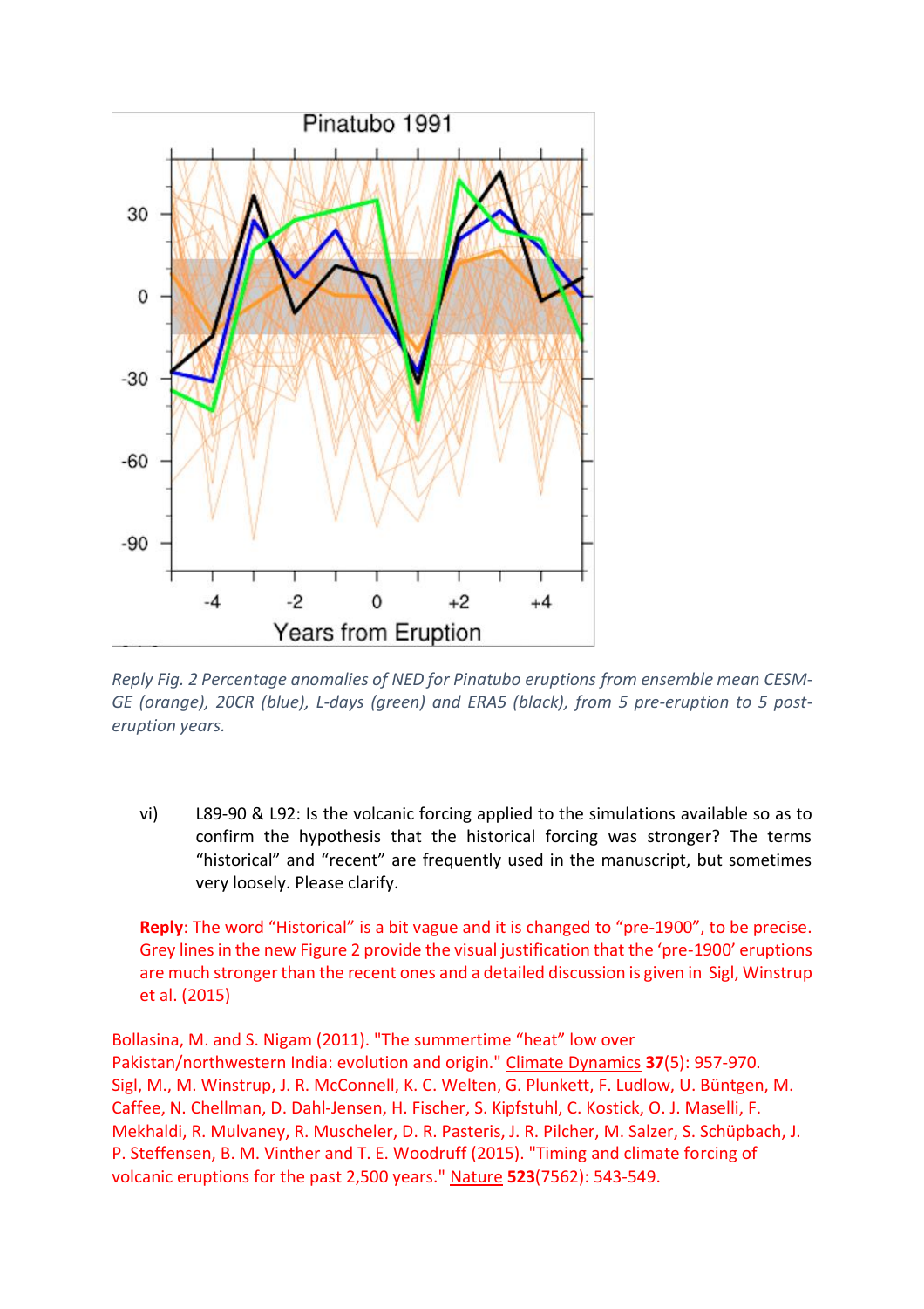*Reply Fig. 2 Percentage anomalies of NED for Pinatubo eruptions from ensemble mean CESM-GE (orange), 20CR (blue), L-days (green) and ERA5 (black), from 5 pre-eruption to 5 post-eruption years.*

vi) L89-90 & L92: Is the volcanic forcing applied to the simulations available so as to confirm the hypothesis that the historical forcing was stronger? The terms "historical" and "recent" are frequently used in the manuscript, but sometimes very loosely. Please clarify.

**Reply**: The word "Historical" is a bit vague and it is changed to "pre-1900", to be precise. Grey lines in the new Figure 2 provide the visual justification that the 'pre-1900' eruptions are much stronger than the recent ones and a detailed discussion is given in Sigl, Winstrup et al. (2015)

Bollasina, M. and S. Nigam (2011). "The summertime "heat" low over Pakistan/northwestern India: evolution and origin." Climate Dynamics **37**(5): 957-970.

Sigl, M., M. Winstrup, J. R. McConnell, K. C. Welten, G. Plunkett, F. Ludlow, U. Büntgen, M. Caffee, N. Chellman, D. Dahl-Jensen, H. Fischer, S. Kipfstuhl, C. Kostick, O. J. Maselli, F. Mekhaldi, R. Mulvaney, R. Muscheler, D. R. Pasteris, J. R. Pilcher, M. Salzer, S. Schüpbach, J. P. Steffensen, B. M. Vinther and T. E. Woodruff (2015). "Timing and climate forcing of volcanic eruptions for the past 2,500 years." Nature **523**(7562): 543-549.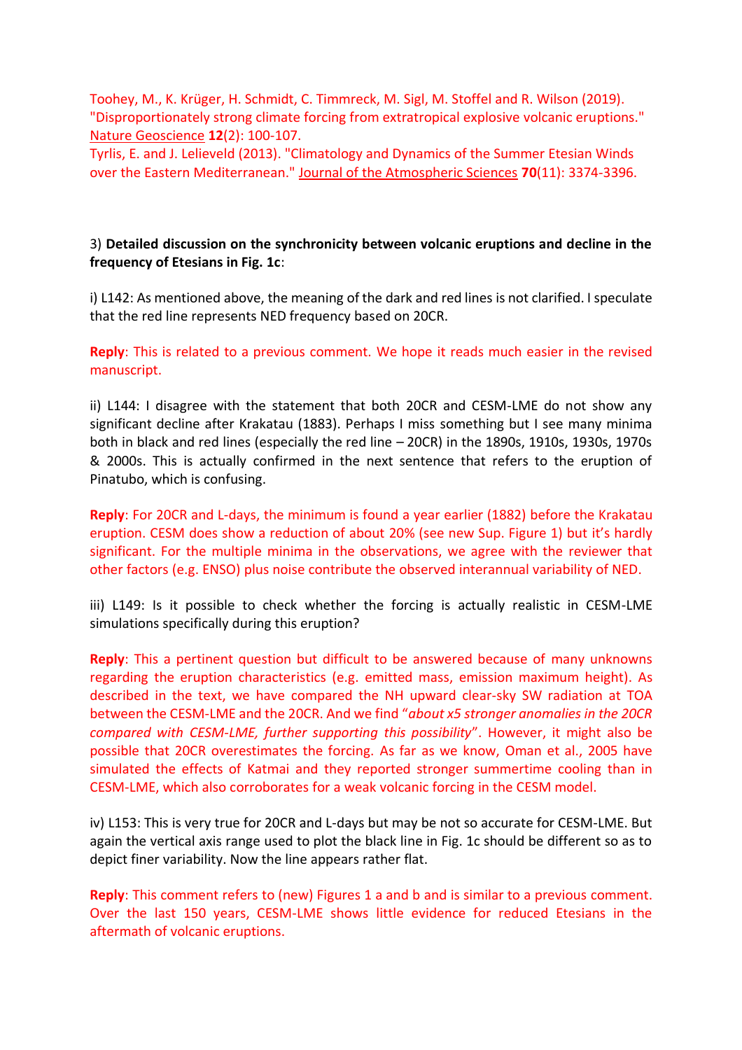Toohey, M., K. Krüger, H. Schmidt, C. Timmreck, M. Sigl, M. Stoffel and R. Wilson (2019). "Disproportionately strong climate forcing from extratropical explosive volcanic eruptions." Nature Geoscience **12**(2): 100-107.

Tyrlis, E. and J. Lelieveld (2013). "Climatology and Dynamics of the Summer Etesian Winds over the Eastern Mediterranean." Journal of the Atmospheric Sciences **70**(11): 3374-3396.

3) **Detailed discussion on the synchronicity between volcanic eruptions and decline in the frequency of Etesians in Fig. 1c**:

i) L142: As mentioned above, the meaning of the dark and red lines is not clarified. I speculate that the red line represents NED frequency based on 20CR.

**Reply**: This is related to a previous comment. We hope it reads much easier in the revised manuscript.

ii) L144: I disagree with the statement that both 20CR and CESM-LME do not show any significant decline after Krakatau (1883). Perhaps I miss something but I see many minima both in black and red lines (especially the red line – 20CR) in the 1890s, 1910s, 1930s, 1970s & 2000s. This is actually confirmed in the next sentence that refers to the eruption of Pinatubo, which is confusing.

**Reply**: For 20CR and L-days, the minimum is found a year earlier (1882) before the Krakatau eruption. CESM does show a reduction of about 20% (see new Sup. Figure 1) but it's hardly significant. For the multiple minima in the observations, we agree with the reviewer that other factors (e.g. ENSO) plus noise contribute the observed interannual variability of NED.

iii) L149: Is it possible to check whether the forcing is actually realistic in CESM-LME simulations specifically during this eruption?

**Reply**: This a pertinent question but difficult to be answered because of many unknowns regarding the eruption characteristics (e.g. emitted mass, emission maximum height). As described in the text, we have compared the NH upward clear-sky SW radiation at TOA between the CESM-LME and the 20CR. And we find "*about x5 stronger anomalies in the 20CR compared with CESM-LME, further supporting this possibility*". However, it might also be possible that 20CR overestimates the forcing. As far as we know, Oman et al., 2005 have simulated the effects of Katmai and they reported stronger summertime cooling than in CESM-LME, which also corroborates for a weak volcanic forcing in the CESM model.

iv) L153: This is very true for 20CR and L-days but may be not so accurate for CESM-LME. But again the vertical axis range used to plot the black line in Fig. 1c should be different so as to depict finer variability. Now the line appears rather flat.

**Reply**: This comment refers to (new) Figures 1 a and b and is similar to a previous comment. Over the last 150 years, CESM-LME shows little evidence for reduced Etesians in the aftermath of volcanic eruptions.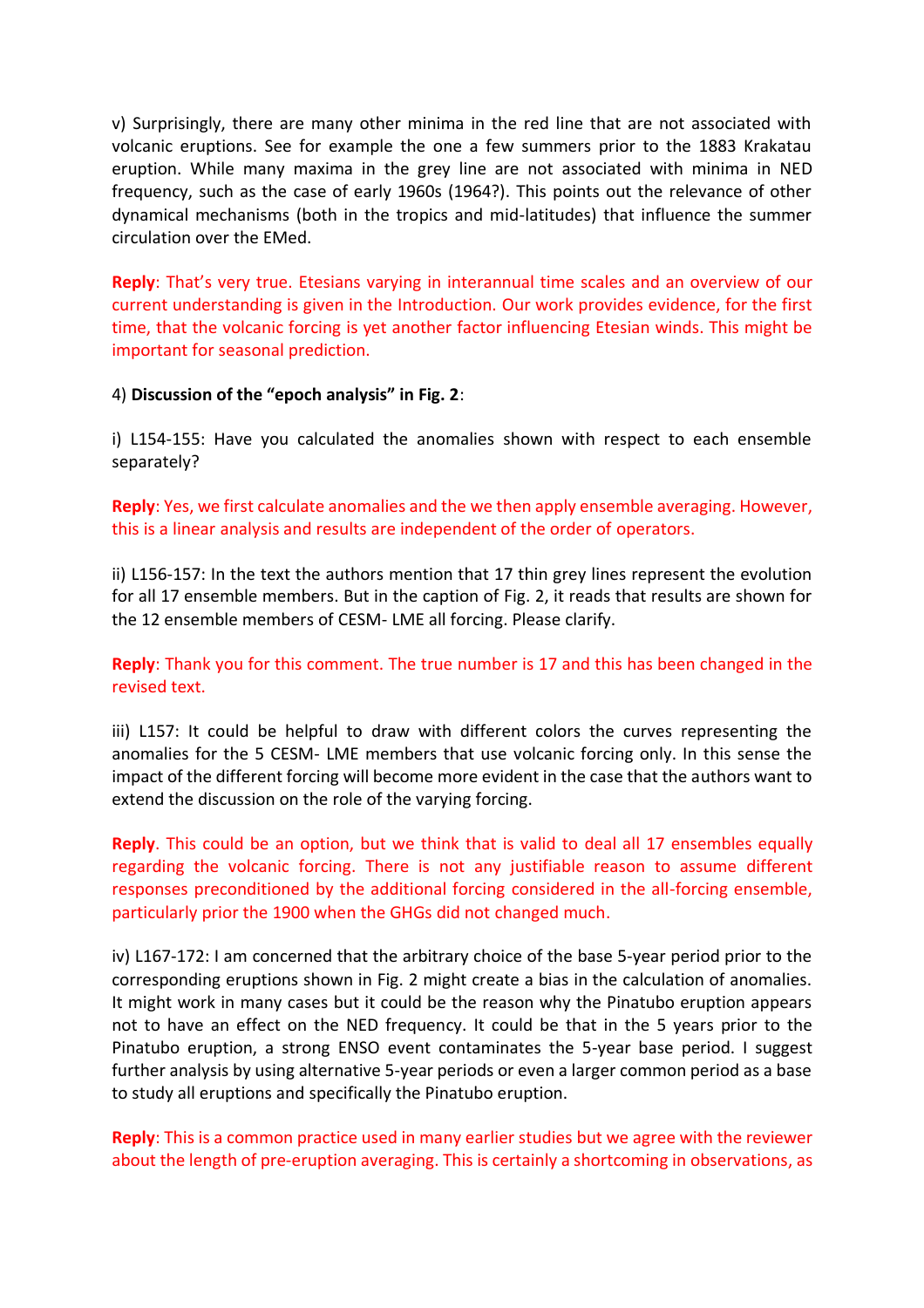v) Surprisingly, there are many other minima in the red line that are not associated with volcanic eruptions. See for example the one a few summers prior to the 1883 Krakatau eruption. While many maxima in the grey line are not associated with minima in NED frequency, such as the case of early 1960s (1964?). This points out the relevance of other dynamical mechanisms (both in the tropics and mid-latitudes) that influence the summer circulation over the EMed.

**Reply**: That's very true. Etesians varying in interannual time scales and an overview of our current understanding is given in the Introduction. Our work provides evidence, for the first time, that the volcanic forcing is yet another factor influencing Etesian winds. This might be important for seasonal prediction.

4) **Discussion of the "epoch analysis" in Fig. 2**:

i) L154-155: Have you calculated the anomalies shown with respect to each ensemble separately?

**Reply**: Yes, we first calculate anomalies and the we then apply ensemble averaging. However, this is a linear analysis and results are independent of the order of operators.

ii) L156-157: In the text the authors mention that 17 thin grey lines represent the evolution for all 17 ensemble members. But in the caption of Fig. 2, it reads that results are shown for the 12 ensemble members of CESM- LME all forcing. Please clarify.

**Reply**: Thank you for this comment. The true number is 17 and this has been changed in the revised text.

iii) L157: It could be helpful to draw with different colors the curves representing the anomalies for the 5 CESM- LME members that use volcanic forcing only. In this sense the impact of the different forcing will become more evident in the case that the authors want to extend the discussion on the role of the varying forcing.

**Reply**. This could be an option, but we think that is valid to deal all 17 ensembles equally regarding the volcanic forcing. There is not any justifiable reason to assume different responses preconditioned by the additional forcing considered in the all-forcing ensemble, particularly prior the 1900 when the GHGs did not changed much.

iv) L167-172: I am concerned that the arbitrary choice of the base 5-year period prior to the corresponding eruptions shown in Fig. 2 might create a bias in the calculation of anomalies. It might work in many cases but it could be the reason why the Pinatubo eruption appears not to have an effect on the NED frequency. It could be that in the 5 years prior to the Pinatubo eruption, a strong ENSO event contaminates the 5-year base period. I suggest further analysis by using alternative 5-year periods or even a larger common period as a base to study all eruptions and specifically the Pinatubo eruption.

**Reply**: This is a common practice used in many earlier studies but we agree with the reviewer about the length of pre-eruption averaging. This is certainly a shortcoming in observations, as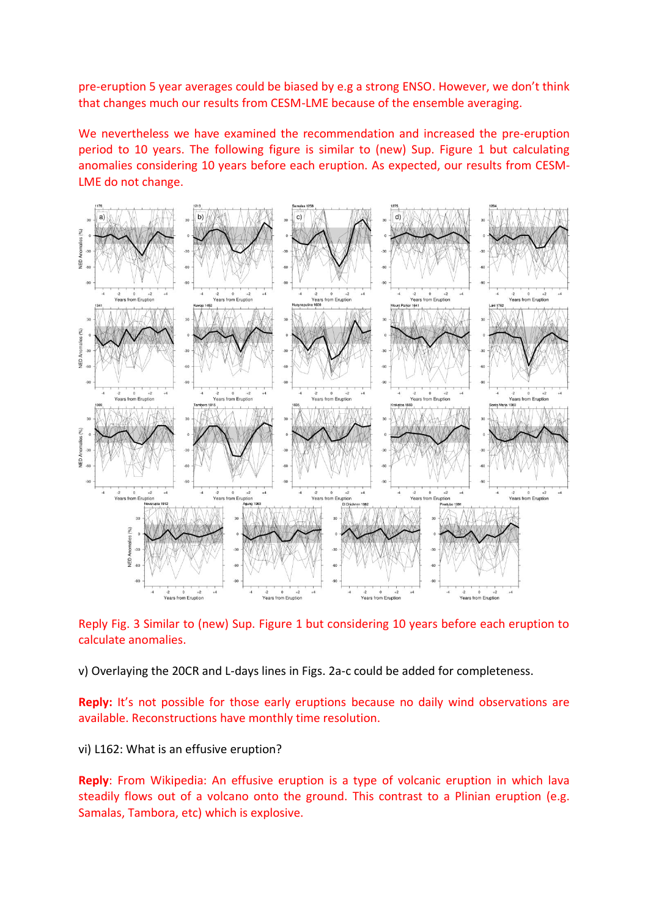pre-eruption 5 year averages could be biased by e.g a strong ENSO. However, we don't think that changes much our results from CESM-LME because of the ensemble averaging.

We nevertheless we have examined the recommendation and increased the pre-eruption period to 10 years. The following figure is similar to (new) Sup. Figure 1 but calculating anomalies considering 10 years before each eruption. As expected, our results from CESM-LME do not change.

Reply Fig. 3 Similar to (new) Sup. Figure 1 but considering 10 years before each eruption to calculate anomalies.

v) Overlaying the 20CR and L-days lines in Figs. 2a-c could be added for completeness.

**Reply:** It's not possible for those early eruptions because no daily wind observations are available. Reconstructions have monthly time resolution.

vi) L162: What is an effusive eruption?

**Reply**: From Wikipedia: An effusive eruption is a type of volcanic eruption in which lava steadily flows out of a volcano onto the ground. This contrast to a Plinian eruption (e.g. Samalas, Tambora, etc) which is explosive.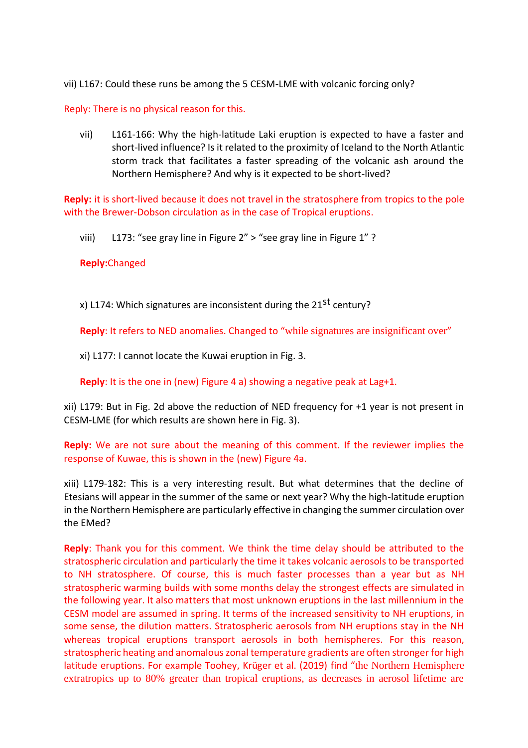vii) L167: Could these runs be among the 5 CESM-LME with volcanic forcing only?

Reply: There is no physical reason for this.

vii) L161-166: Why the high-latitude Laki eruption is expected to have a faster and short-lived influence? Is it related to the proximity of Iceland to the North Atlantic storm track that facilitates a faster spreading of the volcanic ash around the Northern Hemisphere? And why is it expected to be short-lived?

**Reply:** it is short-lived because it does not travel in the stratosphere from tropics to the pole with the Brewer-Dobson circulation as in the case of Tropical eruptions.

viii) L173: "see gray line in Figure 2" > "see gray line in Figure 1" ?

**Reply:**Changed

x) L174: Which signatures are inconsistent during the 21$^{st}$ century?

**Reply**: It refers to NED anomalies. Changed to "while signatures are insignificant over"

xi) L177: I cannot locate the Kuwai eruption in Fig. 3.

**Reply**: It is the one in (new) Figure 4 a) showing a negative peak at Lag+1.

xii) L179: But in Fig. 2d above the reduction of NED frequency for +1 year is not present in CESM-LME (for which results are shown here in Fig. 3).

**Reply:** We are not sure about the meaning of this comment. If the reviewer implies the response of Kuwae, this is shown in the (new) Figure 4a.

xiii) L179-182: This is a very interesting result. But what determines that the decline of Etesians will appear in the summer of the same or next year? Why the high-latitude eruption in the Northern Hemisphere are particularly effective in changing the summer circulation over the EMed?

**Reply**: Thank you for this comment. We think the time delay should be attributed to the stratospheric circulation and particularly the time it takes volcanic aerosols to be transported to NH stratosphere. Of course, this is much faster processes than a year but as NH stratospheric warming builds with some months delay the strongest effects are simulated in the following year. It also matters that most unknown eruptions in the last millennium in the CESM model are assumed in spring. It terms of the increased sensitivity to NH eruptions, in some sense, the dilution matters. Stratospheric aerosols from NH eruptions stay in the NH whereas tropical eruptions transport aerosols in both hemispheres. For this reason, stratospheric heating and anomalous zonal temperature gradients are often stronger for high latitude eruptions. For example Toohey, Krüger et al. (2019) find "the Northern Hemisphere extratropics up to 80% greater than tropical eruptions, as decreases in aerosol lifetime are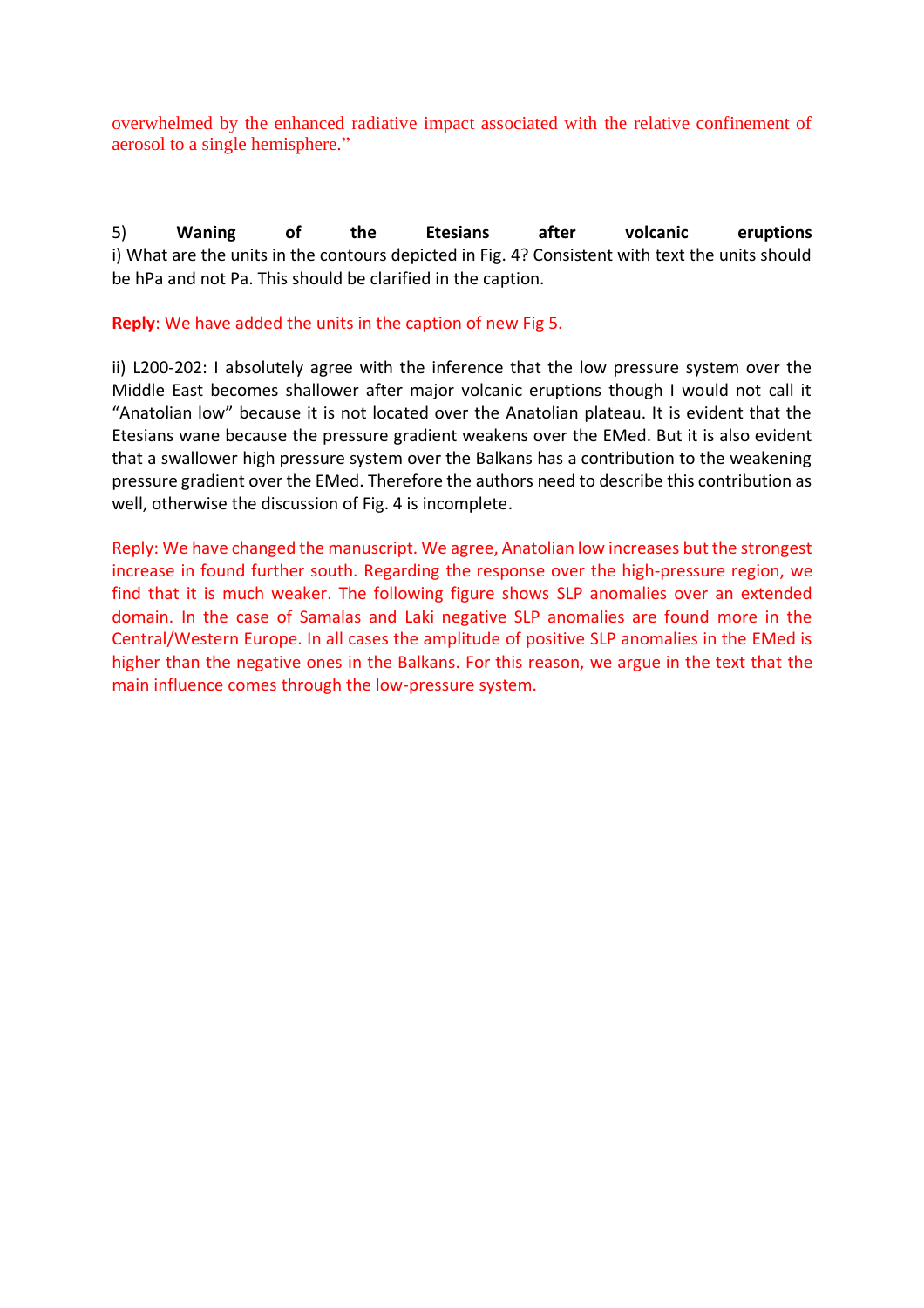overwhelmed by the enhanced radiative impact associated with the relative confinement of aerosol to a single hemisphere."

5) **Waning of the Etesians after volcanic eruptions**

i) What are the units in the contours depicted in Fig. 4? Consistent with text the units should be hPa and not Pa. This should be clarified in the caption.

**Reply**: We have added the units in the caption of new Fig 5.

ii) L200-202: I absolutely agree with the inference that the low pressure system over the Middle East becomes shallower after major volcanic eruptions though I would not call it "Anatolian low" because it is not located over the Anatolian plateau. It is evident that the Etesians wane because the pressure gradient weakens over the EMed. But it is also evident that a swallower high pressure system over the Balkans has a contribution to the weakening pressure gradient over the EMed. Therefore the authors need to describe this contribution as well, otherwise the discussion of Fig. 4 is incomplete.

Reply: We have changed the manuscript. We agree, Anatolian low increases but the strongest increase in found further south. Regarding the response over the high-pressure region, we find that it is much weaker. The following figure shows SLP anomalies over an extended domain. In the case of Samalas and Laki negative SLP anomalies are found more in the Central/Western Europe. In all cases the amplitude of positive SLP anomalies in the EMed is higher than the negative ones in the Balkans. For this reason, we argue in the text that the main influence comes through the low-pressure system.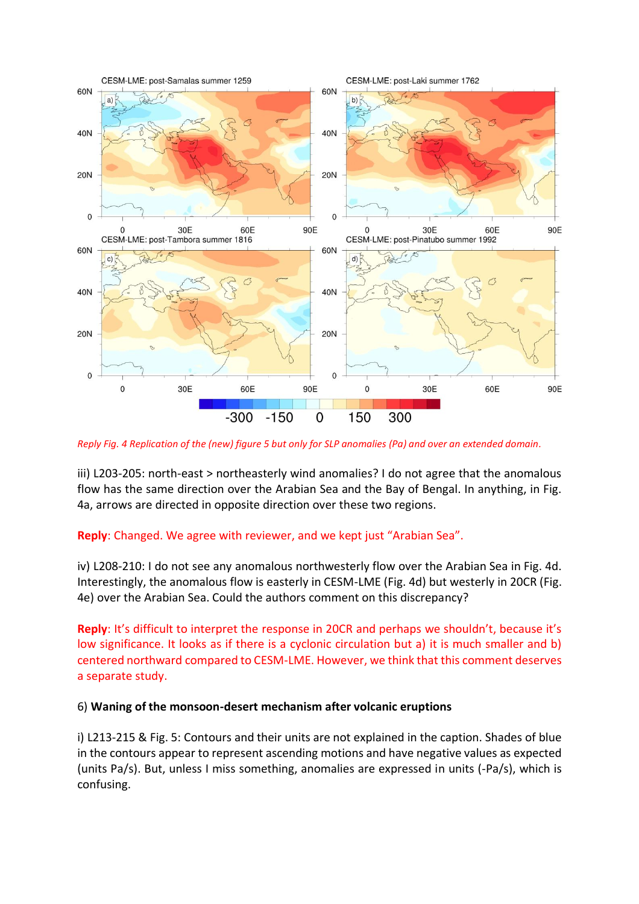*Reply Fig. 4 Replication of the (new) figure 5 but only for SLP anomalies (Pa) and over an extended domain.*

iii) L203-205: north-east > northeasterly wind anomalies? I do not agree that the anomalous flow has the same direction over the Arabian Sea and the Bay of Bengal. In anything, in Fig. 4a, arrows are directed in opposite direction over these two regions.

**Reply**: Changed. We agree with reviewer, and we kept just "Arabian Sea".

iv) L208-210: I do not see any anomalous northwesterly flow over the Arabian Sea in Fig. 4d. Interestingly, the anomalous flow is easterly in CESM-LME (Fig. 4d) but westerly in 20CR (Fig. 4e) over the Arabian Sea. Could the authors comment on this discrepancy?

**Reply**: It's difficult to interpret the response in 20CR and perhaps we shouldn't, because it's low significance. It looks as if there is a cyclonic circulation but a) it is much smaller and b) centered northward compared to CESM-LME. However, we think that this comment deserves a separate study.

6) **Waning of the monsoon-desert mechanism after volcanic eruptions**

i) L213-215 & Fig. 5: Contours and their units are not explained in the caption. Shades of blue in the contours appear to represent ascending motions and have negative values as expected (units Pa/s). But, unless I miss something, anomalies are expressed in units (-Pa/s), which is confusing.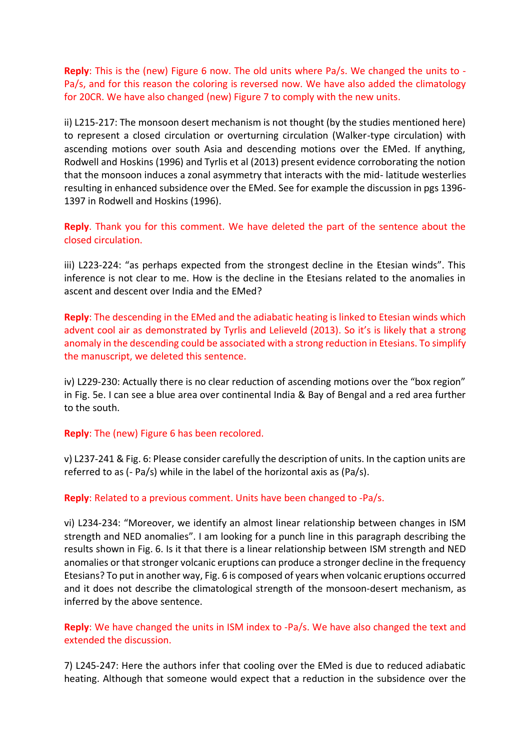**Reply**: This is the (new) Figure 6 now. The old units where Pa/s. We changed the units to -Pa/s, and for this reason the coloring is reversed now. We have also added the climatology for 20CR. We have also changed (new) Figure 7 to comply with the new units.

ii) L215-217: The monsoon desert mechanism is not thought (by the studies mentioned here) to represent a closed circulation or overturning circulation (Walker-type circulation) with ascending motions over south Asia and descending motions over the EMed. If anything, Rodwell and Hoskins (1996) and Tyrlis et al (2013) present evidence corroborating the notion that the monsoon induces a zonal asymmetry that interacts with the mid- latitude westerlies resulting in enhanced subsidence over the EMed. See for example the discussion in pgs 1396-1397 in Rodwell and Hoskins (1996).

**Reply**. Thank you for this comment. We have deleted the part of the sentence about the closed circulation.

iii) L223-224: "as perhaps expected from the strongest decline in the Etesian winds". This inference is not clear to me. How is the decline in the Etesians related to the anomalies in ascent and descent over India and the EMed?

**Reply**: The descending in the EMed and the adiabatic heating is linked to Etesian winds which advent cool air as demonstrated by Tyrlis and Lelieveld (2013). So it's is likely that a strong anomaly in the descending could be associated with a strong reduction in Etesians. To simplify the manuscript, we deleted this sentence.

iv) L229-230: Actually there is no clear reduction of ascending motions over the "box region" in Fig. 5e. I can see a blue area over continental India & Bay of Bengal and a red area further to the south.

**Reply**: The (new) Figure 6 has been recolored.

v) L237-241 & Fig. 6: Please consider carefully the description of units. In the caption units are referred to as (- Pa/s) while in the label of the horizontal axis as (Pa/s).

**Reply**: Related to a previous comment. Units have been changed to -Pa/s.

vi) L234-234: "Moreover, we identify an almost linear relationship between changes in ISM strength and NED anomalies". I am looking for a punch line in this paragraph describing the results shown in Fig. 6. Is it that there is a linear relationship between ISM strength and NED anomalies or that stronger volcanic eruptions can produce a stronger decline in the frequency Etesians? To put in another way, Fig. 6 is composed of years when volcanic eruptions occurred and it does not describe the climatological strength of the monsoon-desert mechanism, as inferred by the above sentence.

**Reply**: We have changed the units in ISM index to -Pa/s. We have also changed the text and extended the discussion.

7) L245-247: Here the authors infer that cooling over the EMed is due to reduced adiabatic heating. Although that someone would expect that a reduction in the subsidence over the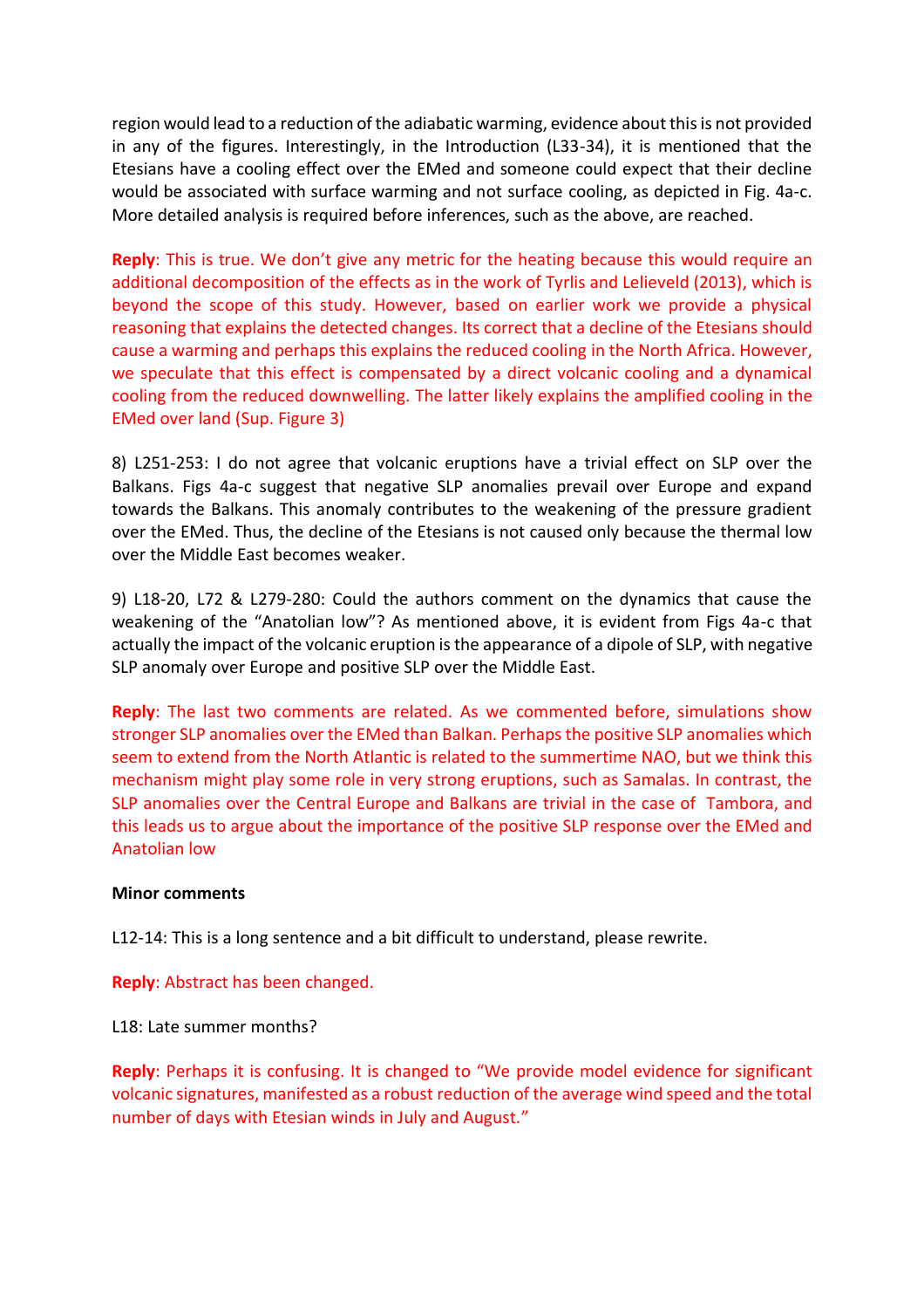region would lead to a reduction of the adiabatic warming, evidence about this is not provided in any of the figures. Interestingly, in the Introduction (L33-34), it is mentioned that the Etesians have a cooling effect over the EMed and someone could expect that their decline would be associated with surface warming and not surface cooling, as depicted in Fig. 4a-c. More detailed analysis is required before inferences, such as the above, are reached.

**Reply**: This is true. We don't give any metric for the heating because this would require an additional decomposition of the effects as in the work of Tyrlis and Lelieveld (2013), which is beyond the scope of this study. However, based on earlier work we provide a physical reasoning that explains the detected changes. Its correct that a decline of the Etesians should cause a warming and perhaps this explains the reduced cooling in the North Africa. However, we speculate that this effect is compensated by a direct volcanic cooling and a dynamical cooling from the reduced downwelling. The latter likely explains the amplified cooling in the EMed over land (Sup. Figure 3)

8) L251-253: I do not agree that volcanic eruptions have a trivial effect on SLP over the Balkans. Figs 4a-c suggest that negative SLP anomalies prevail over Europe and expand towards the Balkans. This anomaly contributes to the weakening of the pressure gradient over the EMed. Thus, the decline of the Etesians is not caused only because the thermal low over the Middle East becomes weaker.

9) L18-20, L72 & L279-280: Could the authors comment on the dynamics that cause the weakening of the "Anatolian low"? As mentioned above, it is evident from Figs 4a-c that actually the impact of the volcanic eruption is the appearance of a dipole of SLP, with negative SLP anomaly over Europe and positive SLP over the Middle East.

**Reply**: The last two comments are related. As we commented before, simulations show stronger SLP anomalies over the EMed than Balkan. Perhaps the positive SLP anomalies which seem to extend from the North Atlantic is related to the summertime NAO, but we think this mechanism might play some role in very strong eruptions, such as Samalas. In contrast, the SLP anomalies over the Central Europe and Balkans are trivial in the case of Tambora, and this leads us to argue about the importance of the positive SLP response over the EMed and Anatolian low

**Minor comments**

L12-14: This is a long sentence and a bit difficult to understand, please rewrite.

**Reply**: Abstract has been changed.

L18: Late summer months?

**Reply**: Perhaps it is confusing. It is changed to "We provide model evidence for significant volcanic signatures, manifested as a robust reduction of the average wind speed and the total number of days with Etesian winds in July and August."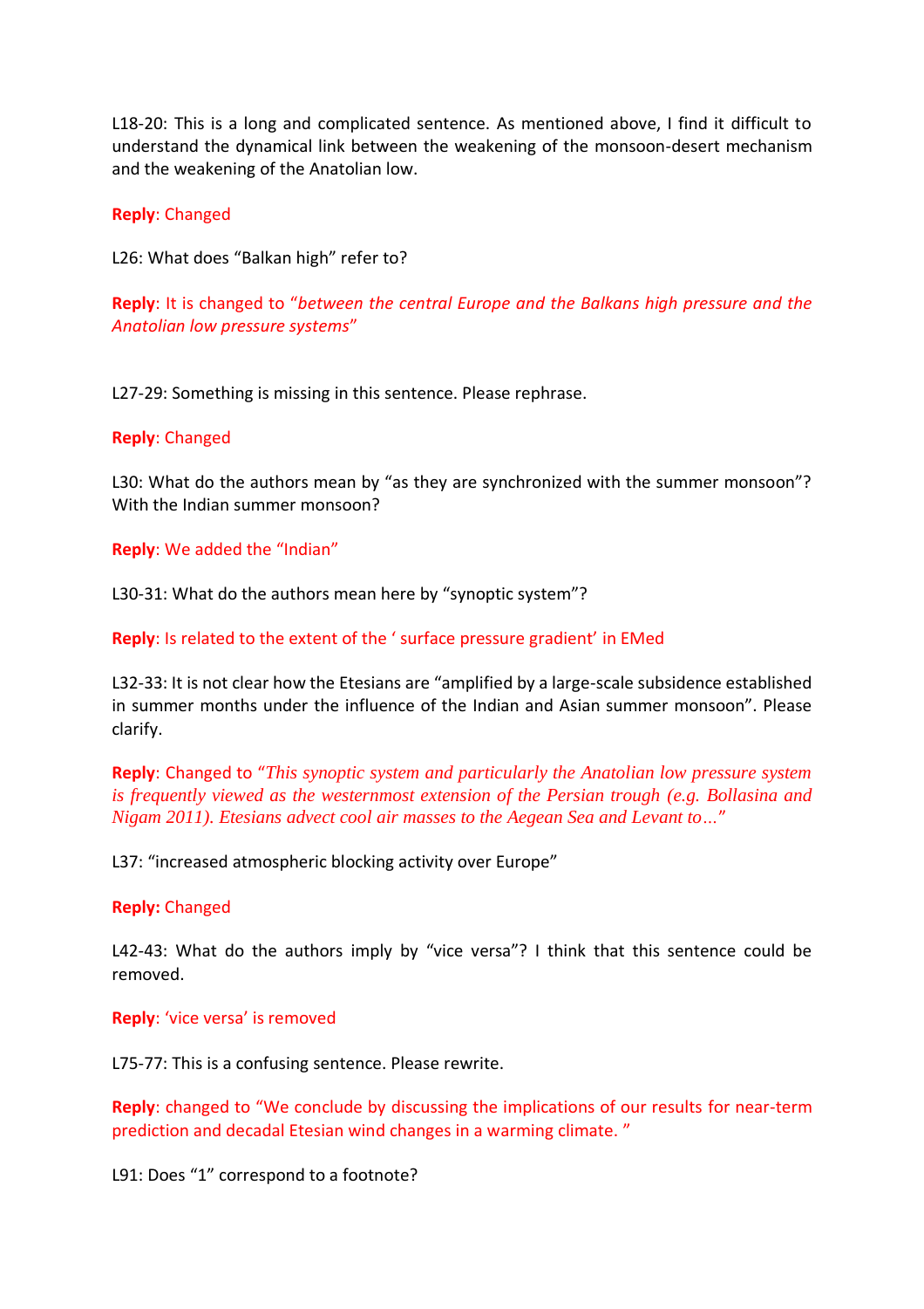L18-20: This is a long and complicated sentence. As mentioned above, I find it difficult to understand the dynamical link between the weakening of the monsoon-desert mechanism and the weakening of the Anatolian low.

**Reply**: Changed

L26: What does "Balkan high" refer to?

**Reply**: It is changed to "*between the central Europe and the Balkans high pressure and the Anatolian low pressure systems*"

L27-29: Something is missing in this sentence. Please rephrase.

**Reply**: Changed

L30: What do the authors mean by "as they are synchronized with the summer monsoon"? With the Indian summer monsoon?

**Reply**: We added the "Indian"

L30-31: What do the authors mean here by "synoptic system"?

**Reply**: Is related to the extent of the ' surface pressure gradient' in EMed

L32-33: It is not clear how the Etesians are "amplified by a large-scale subsidence established in summer months under the influence of the Indian and Asian summer monsoon". Please clarify.

**Reply**: Changed to "*This synoptic system and particularly the Anatolian low pressure system is frequently viewed as the westernmost extension of the Persian trough (e.g. Bollasina and Nigam 2011). Etesians advect cool air masses to the Aegean Sea and Levant to…*"

L37: "increased atmospheric blocking activity over Europe"

**Reply:** Changed

L42-43: What do the authors imply by "vice versa"? I think that this sentence could be removed.

**Reply**: 'vice versa' is removed

L75-77: This is a confusing sentence. Please rewrite.

**Reply**: changed to "We conclude by discussing the implications of our results for near-term prediction and decadal Etesian wind changes in a warming climate. "

L91: Does "1" correspond to a footnote?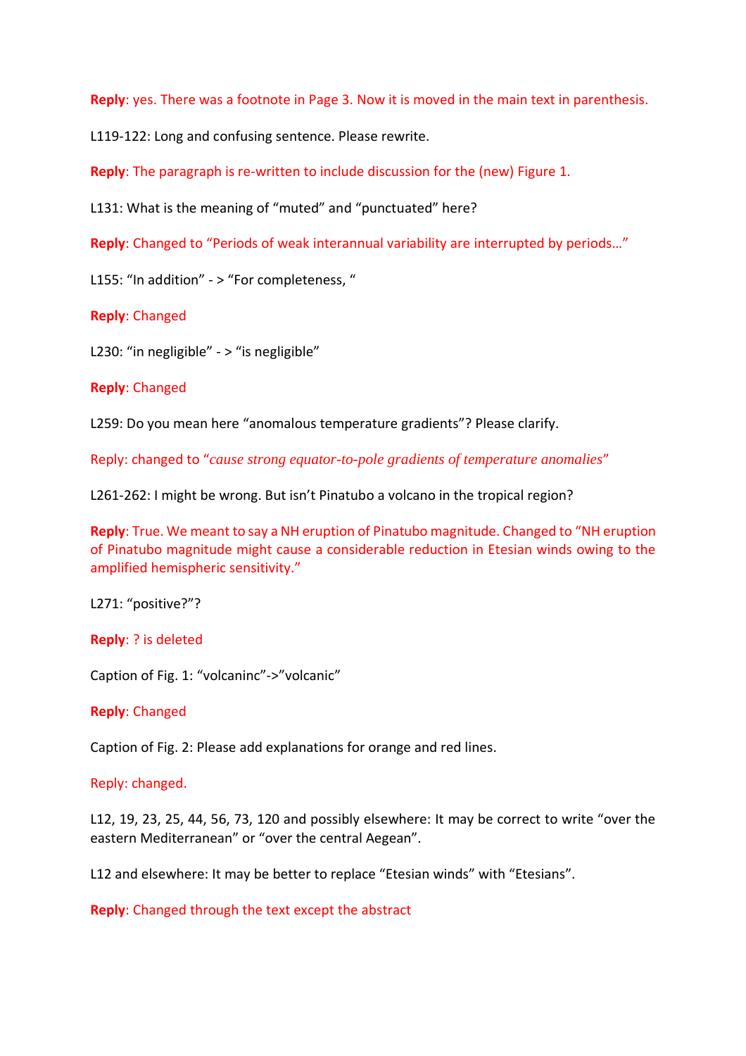**Reply**: yes. There was a footnote in Page 3. Now it is moved in the main text in parenthesis.

L119-122: Long and confusing sentence. Please rewrite.

**Reply**: The paragraph is re-written to include discussion for the (new) Figure 1.

L131: What is the meaning of “muted” and “punctuated” here?

**Reply**: Changed to “Periods of weak interannual variability are interrupted by periods…”

L155: “In addition” - > “For completeness, “

**Reply**: Changed

L230: “in negligible” - > “is negligible”

**Reply**: Changed

L259: Do you mean here “anomalous temperature gradients”? Please clarify.

Reply: changed to “*cause strong equator-to-pole gradients of temperature anomalies*”

L261-262: I might be wrong. But isn’t Pinatubo a volcano in the tropical region?

**Reply**: True. We meant to say a NH eruption of Pinatubo magnitude. Changed to “NH eruption of Pinatubo magnitude might cause a considerable reduction in Etesian winds owing to the amplified hemispheric sensitivity.”

L271: “positive?”?

**Reply**: ? is deleted

Caption of Fig. 1: “volcaninc”->”volcanic”

**Reply**: Changed

Caption of Fig. 2: Please add explanations for orange and red lines.

Reply: changed.

L12, 19, 23, 25, 44, 56, 73, 120 and possibly elsewhere: It may be correct to write “over the eastern Mediterranean” or “over the central Aegean”.

L12 and elsewhere: It may be better to replace “Etesian winds” with “Etesians”.

**Reply**: Changed through the text except the abstract